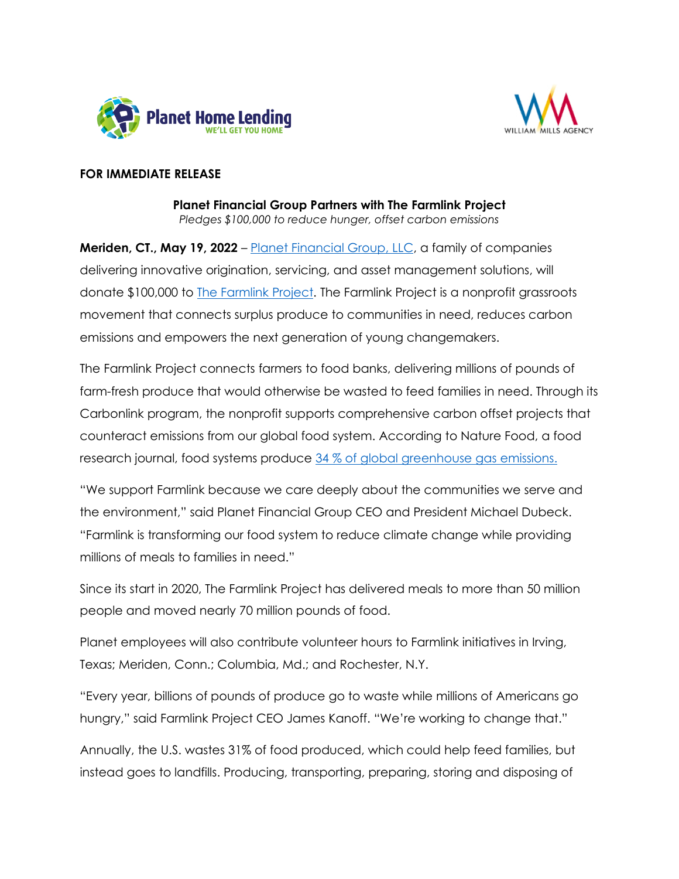**FOR IMMEDIATE RELEASE**

**Planet Financial Group Partners with The Farmlink Project**
*Pledges $100,000 to reduce hunger, offset carbon emissions*

**Meriden, CT., May 19, 2022** – Planet Financial Group, LLC, a family of companies delivering innovative origination, servicing, and asset management solutions, will donate $100,000 to The Farmlink Project. The Farmlink Project is a nonprofit grassroots movement that connects surplus produce to communities in need, reduces carbon emissions and empowers the next generation of young changemakers.

The Farmlink Project connects farmers to food banks, delivering millions of pounds of farm-fresh produce that would otherwise be wasted to feed families in need. Through its Carbonlink program, the nonprofit supports comprehensive carbon offset projects that counteract emissions from our global food system. According to Nature Food, a food research journal, food systems produce 34 % of global greenhouse gas emissions.

"We support Farmlink because we care deeply about the communities we serve and the environment," said Planet Financial Group CEO and President Michael Dubeck. "Farmlink is transforming our food system to reduce climate change while providing millions of meals to families in need."

Since its start in 2020, The Farmlink Project has delivered meals to more than 50 million people and moved nearly 70 million pounds of food.

Planet employees will also contribute volunteer hours to Farmlink initiatives in Irving, Texas; Meriden, Conn.; Columbia, Md.; and Rochester, N.Y.

"Every year, billions of pounds of produce go to waste while millions of Americans go hungry," said Farmlink Project CEO James Kanoff. "We're working to change that."

Annually, the U.S. wastes 31% of food produced, which could help feed families, but instead goes to landfills. Producing, transporting, preparing, storing and disposing of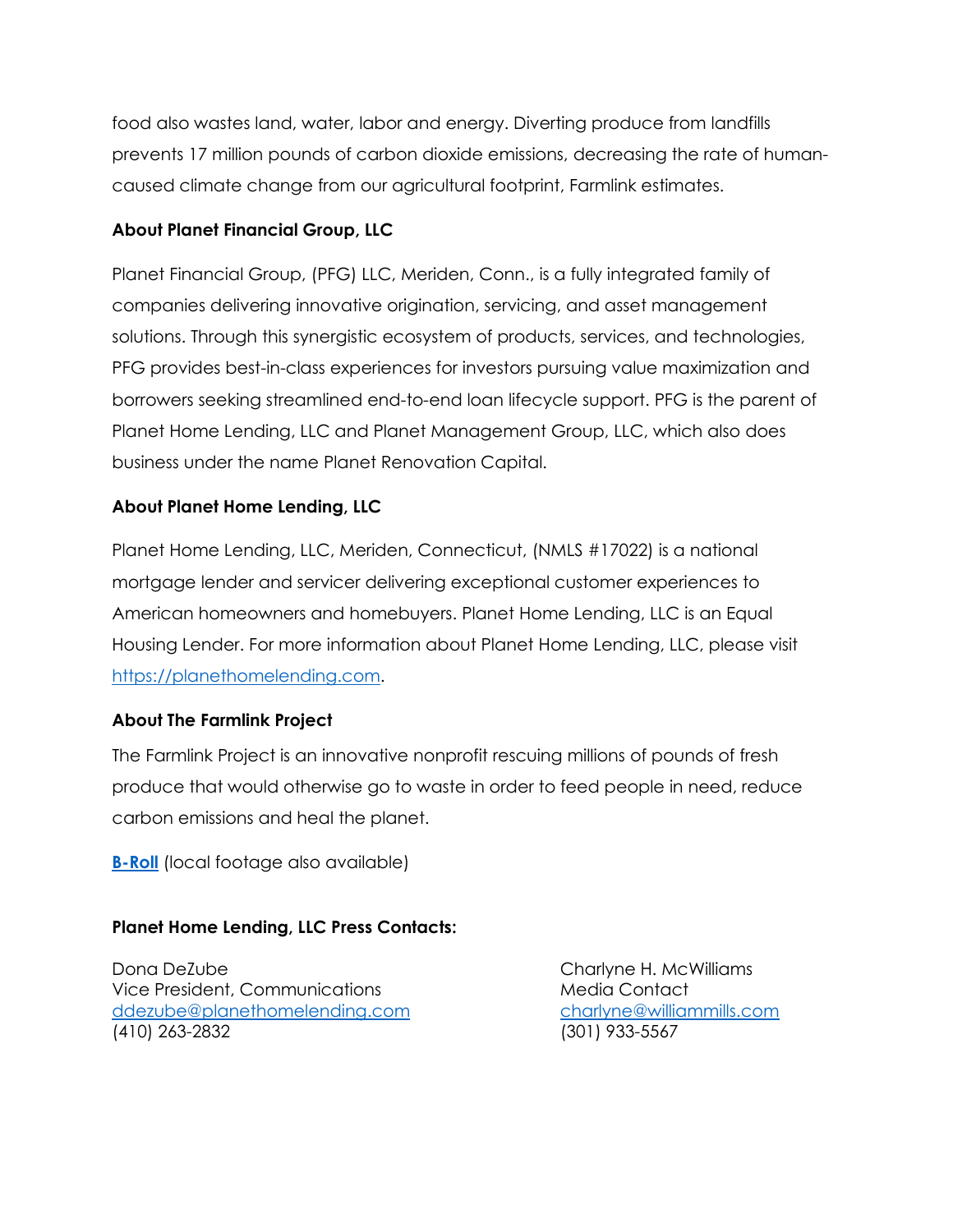food also wastes land, water, labor and energy. Diverting produce from landfills prevents 17 million pounds of carbon dioxide emissions, decreasing the rate of human-caused climate change from our agricultural footprint, Farmlink estimates.

**About Planet Financial Group, LLC**

Planet Financial Group, (PFG) LLC, Meriden, Conn., is a fully integrated family of companies delivering innovative origination, servicing, and asset management solutions. Through this synergistic ecosystem of products, services, and technologies, PFG provides best-in-class experiences for investors pursuing value maximization and borrowers seeking streamlined end-to-end loan lifecycle support. PFG is the parent of Planet Home Lending, LLC and Planet Management Group, LLC, which also does business under the name Planet Renovation Capital.

**About Planet Home Lending, LLC**

Planet Home Lending, LLC, Meriden, Connecticut, (NMLS #17022) is a national mortgage lender and servicer delivering exceptional customer experiences to American homeowners and homebuyers. Planet Home Lending, LLC is an Equal Housing Lender. For more information about Planet Home Lending, LLC, please visit https://planethomelending.com.

**About The Farmlink Project**

The Farmlink Project is an innovative nonprofit rescuing millions of pounds of fresh produce that would otherwise go to waste in order to feed people in need, reduce carbon emissions and heal the planet.

**B-Roll** (local footage also available)

**Planet Home Lending, LLC Press Contacts:**

Dona DeZube
Vice President, Communications
ddezube@planethomelending.com
(410) 263-2832

Charlyne H. McWilliams
Media Contact
charlyne@williammills.com
(301) 933-5567